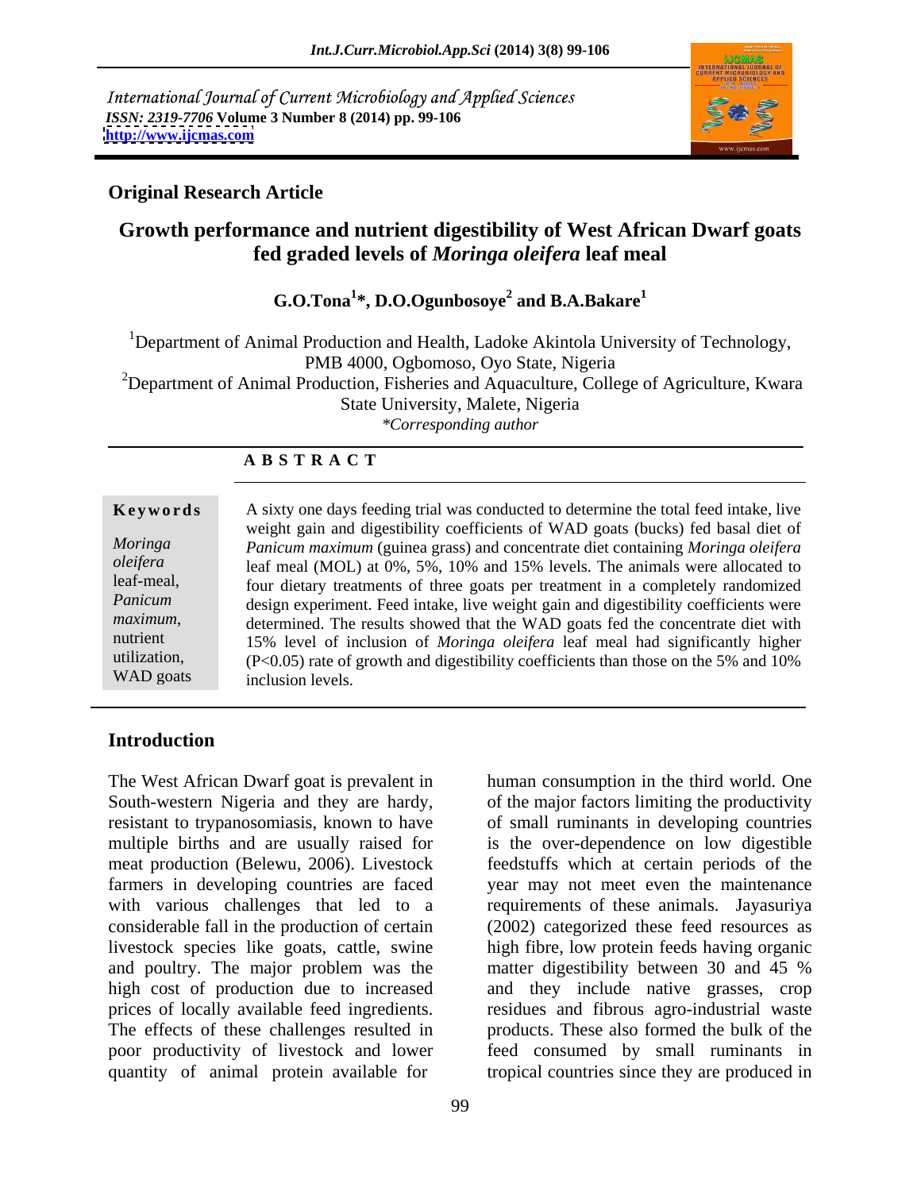International Journal of Current Microbiology and Applied Sciences
*ISSN: 2319-7706* **Volume 3 Number 8 (2014) pp. 99-106**
**http://www.ijcmas.com**

**Original Research Article**

# Growth performance and nutrient digestibility of West African Dwarf goats fed graded levels of *Moringa oleifera* leaf meal

**G.O.Tona[1]*, D.O.Ogunbosoye[2] and B.A.Bakare[1]**

[1]Department of Animal Production and Health, Ladoke Akintola University of Technology, PMB 4000, Ogbomoso, Oyo State, Nigeria

[2]Department of Animal Production, Fisheries and Aquaculture, College of Agriculture, Kwara State University, Malete, Nigeria

*\*Corresponding author*

**A B S T R A C T**

**Keywords**

*Moringa oleifera* leaf-meal, *Panicum maximum*, nutrient utilization, WAD goats

A sixty one days feeding trial was conducted to determine the total feed intake, live weight gain and digestibility coefficients of WAD goats (bucks) fed basal diet of *Panicum maximum* (guinea grass) and concentrate diet containing *Moringa oleifera* leaf meal (MOL) at 0%, 5%, 10% and 15% levels. The animals were allocated to four dietary treatments of three goats per treatment in a completely randomized design experiment. Feed intake, live weight gain and digestibility coefficients were determined. The results showed that the WAD goats fed the concentrate diet with 15% level of inclusion of *Moringa oleifera* leaf meal had significantly higher ($P<0.05$) rate of growth and digestibility coefficients than those on the 5% and 10% inclusion levels.

## Introduction

The West African Dwarf goat is prevalent in South-western Nigeria and they are hardy, resistant to trypanosomiasis, known to have multiple births and are usually raised for meat production (Belewu, 2006). Livestock farmers in developing countries are faced with various challenges that led to a considerable fall in the production of certain livestock species like goats, cattle, swine and poultry. The major problem was the high cost of production due to increased prices of locally available feed ingredients. The effects of these challenges resulted in poor productivity of livestock and lower quantity of animal protein available for human consumption in the third world. One of the major factors limiting the productivity of small ruminants in developing countries is the over-dependence on low digestible feedstuffs which at certain periods of the year may not meet even the maintenance requirements of these animals. Jayasuriya (2002) categorized these feed resources as high fibre, low protein feeds having organic matter digestibility between 30 and 45 % and they include native grasses, crop residues and fibrous agro-industrial waste products. These also formed the bulk of the feed consumed by small ruminants in tropical countries since they are produced in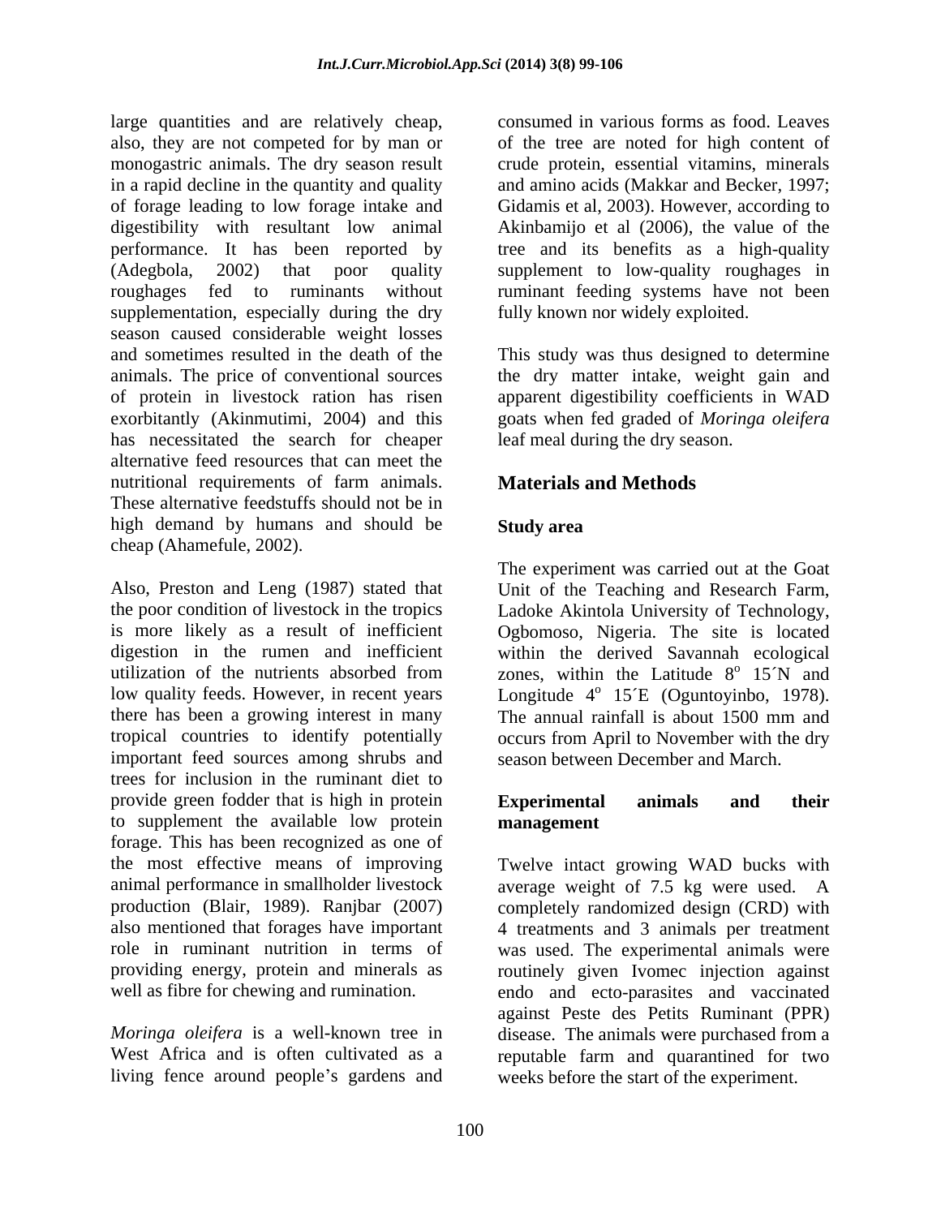large quantities and are relatively cheap, also, they are not competed for by man or monogastric animals. The dry season result in a rapid decline in the quantity and quality of forage leading to low forage intake and digestibility with resultant low animal performance. It has been reported by (Adegbola, 2002) that poor quality roughages fed to ruminants without supplementation, especially during the dry season caused considerable weight losses and sometimes resulted in the death of the animals. The price of conventional sources of protein in livestock ration has risen exorbitantly (Akinmutimi, 2004) and this has necessitated the search for cheaper alternative feed resources that can meet the nutritional requirements of farm animals. These alternative feedstuffs should not be in high demand by humans and should be cheap (Ahamefule, 2002).

Also, Preston and Leng (1987) stated that the poor condition of livestock in the tropics is more likely as a result of inefficient digestion in the rumen and inefficient utilization of the nutrients absorbed from low quality feeds. However, in recent years there has been a growing interest in many tropical countries to identify potentially important feed sources among shrubs and trees for inclusion in the ruminant diet to provide green fodder that is high in protein to supplement the available low protein forage. This has been recognized as one of the most effective means of improving animal performance in smallholder livestock production (Blair, 1989). Ranjbar (2007) also mentioned that forages have important role in ruminant nutrition in terms of providing energy, protein and minerals as well as fibre for chewing and rumination.

*Moringa oleifera* is a well-known tree in West Africa and is often cultivated as a living fence around people's gardens and consumed in various forms as food. Leaves of the tree are noted for high content of crude protein, essential vitamins, minerals and amino acids (Makkar and Becker, 1997; Gidamis et al, 2003). However, according to Akinbamijo et al (2006), the value of the tree and its benefits as a high-quality supplement to low-quality roughages in ruminant feeding systems have not been fully known nor widely exploited.

This study was thus designed to determine the dry matter intake, weight gain and apparent digestibility coefficients in WAD goats when fed graded of *Moringa oleifera* leaf meal during the dry season.

## Materials and Methods

### Study area

The experiment was carried out at the Goat Unit of the Teaching and Research Farm, Ladoke Akintola University of Technology, Ogbomoso, Nigeria. The site is located within the derived Savannah ecological zones, within the Latitude $8^{o}$ 15´N and Longitude $4^{o}$ 15´E (Oguntoyinbo, 1978). The annual rainfall is about 1500 mm and occurs from April to November with the dry season between December and March.

### Experimental animals and their management

Twelve intact growing WAD bucks with average weight of 7.5 kg were used. A completely randomized design (CRD) with 4 treatments and 3 animals per treatment was used. The experimental animals were routinely given Ivomec injection against endo and ecto-parasites and vaccinated against Peste des Petits Ruminant (PPR) disease. The animals were purchased from a reputable farm and quarantined for two weeks before the start of the experiment.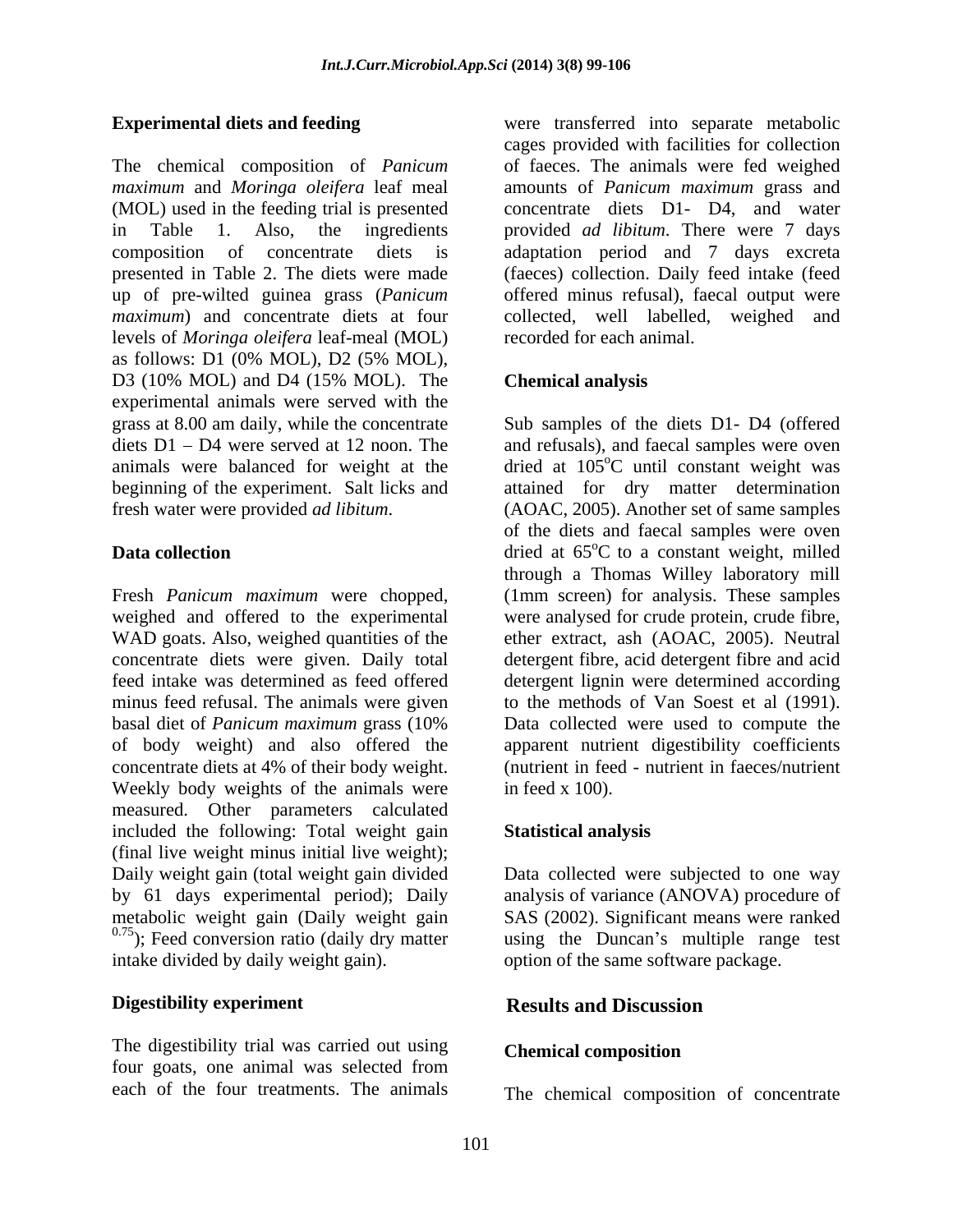**Experimental diets and feeding**

The chemical composition of *Panicum maximum* and *Moringa oleifera* leaf meal (MOL) used in the feeding trial is presented in Table 1. Also, the ingredients composition of concentrate diets is presented in Table 2. The diets were made up of pre-wilted guinea grass (*Panicum maximum*) and concentrate diets at four levels of *Moringa oleifera* leaf-meal (MOL) as follows: D1 (0% MOL), D2 (5% MOL), D3 (10% MOL) and D4 (15% MOL). The experimental animals were served with the grass at 8.00 am daily, while the concentrate diets D1 – D4 were served at 12 noon. The animals were balanced for weight at the beginning of the experiment. Salt licks and fresh water were provided *ad libitum*.

**Data collection**

Fresh *Panicum maximum* were chopped, weighed and offered to the experimental WAD goats. Also, weighed quantities of the concentrate diets were given. Daily total feed intake was determined as feed offered minus feed refusal. The animals were given basal diet of *Panicum maximum* grass (10% of body weight) and also offered the concentrate diets at 4% of their body weight. Weekly body weights of the animals were measured. Other parameters calculated included the following: Total weight gain (final live weight minus initial live weight); Daily weight gain (total weight gain divided by 61 days experimental period); Daily metabolic weight gain (Daily weight gain $^{0.75}$); Feed conversion ratio (daily dry matter intake divided by daily weight gain).

**Digestibility experiment**

The digestibility trial was carried out using four goats, one animal was selected from each of the four treatments. The animals were transferred into separate metabolic cages provided with facilities for collection of faeces. The animals were fed weighed amounts of *Panicum maximum* grass and concentrate diets D1- D4, and water provided *ad libitum*. There were 7 days adaptation period and 7 days excreta (faeces) collection. Daily feed intake (feed offered minus refusal), faecal output were collected, well labelled, weighed and recorded for each animal.

**Chemical analysis**

Sub samples of the diets D1- D4 (offered and refusals), and faecal samples were oven dried at 105°C until constant weight was attained for dry matter determination (AOAC, 2005). Another set of same samples of the diets and faecal samples were oven dried at 65°C to a constant weight, milled through a Thomas Willey laboratory mill (1mm screen) for analysis. These samples were analysed for crude protein, crude fibre, ether extract, ash (AOAC, 2005). Neutral detergent fibre, acid detergent fibre and acid detergent lignin were determined according to the methods of Van Soest et al (1991). Data collected were used to compute the apparent nutrient digestibility coefficients (nutrient in feed - nutrient in faeces/nutrient in feed x 100).

**Statistical analysis**

Data collected were subjected to one way analysis of variance (ANOVA) procedure of SAS (2002). Significant means were ranked using the Duncan's multiple range test option of the same software package.

## Results and Discussion

**Chemical composition**

The chemical composition of concentrate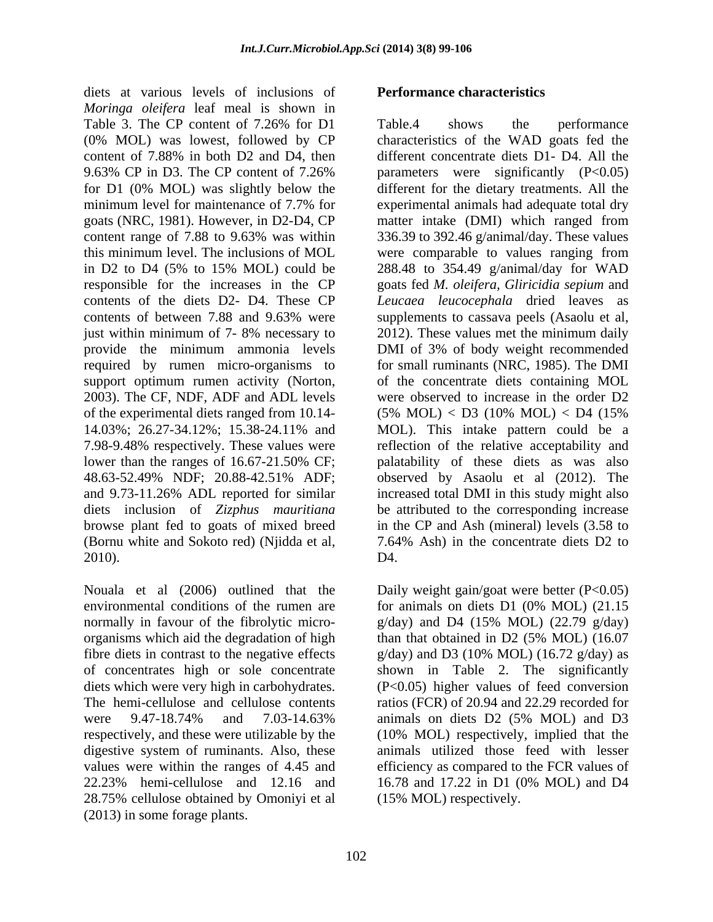diets at various levels of inclusions of *Moringa oleifera* leaf meal is shown in Table 3. The CP content of 7.26% for D1 (0% MOL) was lowest, followed by CP content of 7.88% in both D2 and D4, then 9.63% CP in D3. The CP content of 7.26% for D1 (0% MOL) was slightly below the minimum level for maintenance of 7.7% for goats (NRC, 1981). However, in D2-D4, CP content range of 7.88 to 9.63% was within this minimum level. The inclusions of MOL in D2 to D4 (5% to 15% MOL) could be responsible for the increases in the CP contents of the diets D2- D4. These CP contents of between 7.88 and 9.63% were just within minimum of 7- 8% necessary to provide the minimum ammonia levels required by rumen micro-organisms to support optimum rumen activity (Norton, 2003). The CF, NDF, ADF and ADL levels of the experimental diets ranged from 10.14-14.03%; 26.27-34.12%; 15.38-24.11% and 7.98-9.48% respectively. These values were lower than the ranges of 16.67-21.50% CF; 48.63-52.49% NDF; 20.88-42.51% ADF; and 9.73-11.26% ADL reported for similar diets inclusion of *Zizphus mauritiana* browse plant fed to goats of mixed breed (Bornu white and Sokoto red) (Njidda et al, 2010).

Nouala et al (2006) outlined that the environmental conditions of the rumen are normally in favour of the fibrolytic micro-organisms which aid the degradation of high fibre diets in contrast to the negative effects of concentrates high or sole concentrate diets which were very high in carbohydrates. The hemi-cellulose and cellulose contents were 9.47-18.74% and 7.03-14.63% respectively, and these were utilizable by the digestive system of ruminants. Also, these values were within the ranges of 4.45 and 22.23% hemi-cellulose and 12.16 and 28.75% cellulose obtained by Omoniyi et al (2013) in some forage plants.

**Performance characteristics**

Table.4 shows the performance characteristics of the WAD goats fed the different concentrate diets D1- D4. All the parameters were significantly ($P<0.05$) different for the dietary treatments. All the experimental animals had adequate total dry matter intake (DMI) which ranged from 336.39 to 392.46 g/animal/day. These values were comparable to values ranging from 288.48 to 354.49 g/animal/day for WAD goats fed *M. oleifera, Gliricidia sepium* and *Leucaea leucocephala* dried leaves as supplements to cassava peels (Asaolu et al, 2012). These values met the minimum daily DMI of 3% of body weight recommended for small ruminants (NRC, 1985). The DMI of the concentrate diets containing MOL were observed to increase in the order D2 (5% MOL) < D3 (10% MOL) < D4 (15% MOL). This intake pattern could be a reflection of the relative acceptability and palatability of these diets as was also observed by Asaolu et al (2012). The increased total DMI in this study might also be attributed to the corresponding increase in the CP and Ash (mineral) levels (3.58 to 7.64% Ash) in the concentrate diets D2 to D4.

Daily weight gain/goat were better ($P<0.05$) for animals on diets D1 (0% MOL) (21.15 g/day) and D4 (15% MOL) (22.79 g/day) than that obtained in D2 (5% MOL) (16.07 g/day) and D3 (10% MOL) (16.72 g/day) as shown in Table 2. The significantly ($P<0.05$) higher values of feed conversion ratios (FCR) of 20.94 and 22.29 recorded for animals on diets D2 (5% MOL) and D3 (10% MOL) respectively, implied that the animals utilized those feed with lesser efficiency as compared to the FCR values of 16.78 and 17.22 in D1 (0% MOL) and D4 (15% MOL) respectively.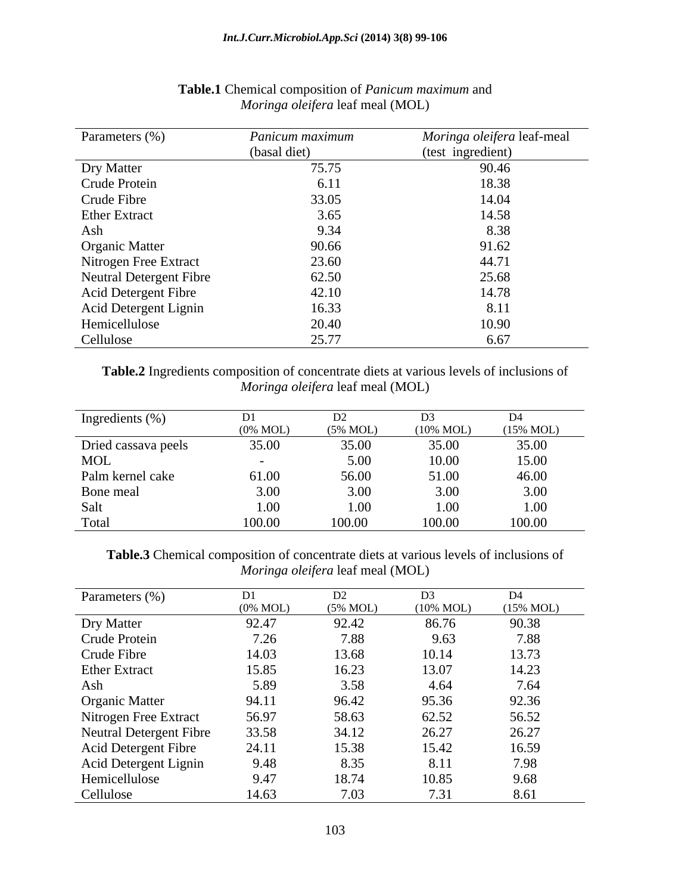**Table.1** Chemical composition of *Panicum maximum* and *Moringa oleifera* leaf meal (MOL)

| Parameters (%) | *Panicum maximum* (basal diet) | *Moringa oleifera* leaf-meal (test ingredient) |
|---|---|---|
| Dry Matter | 75.75 | 90.46 |
| Crude Protein | 6.11 | 18.38 |
| Crude Fibre | 33.05 | 14.04 |
| Ether Extract | 3.65 | 14.58 |
| Ash | 9.34 | 8.38 |
| Organic Matter | 90.66 | 91.62 |
| Nitrogen Free Extract | 23.60 | 44.71 |
| Neutral Detergent Fibre | 62.50 | 25.68 |
| Acid Detergent Fibre | 42.10 | 14.78 |
| Acid Detergent Lignin | 16.33 | 8.11 |
| Hemicellulose | 20.40 | 10.90 |
| Cellulose | 25.77 | 6.67 |

**Table.2** Ingredients composition of concentrate diets at various levels of inclusions of *Moringa oleifera* leaf meal (MOL)

| Ingredients (%) | D1 (0% MOL) | D2 (5% MOL) | D3 (10% MOL) | D4 (15% MOL) |
|---|---|---|---|---|
| Dried cassava peels | 35.00 | 35.00 | 35.00 | 35.00 |
| MOL | - | 5.00 | 10.00 | 15.00 |
| Palm kernel cake | 61.00 | 56.00 | 51.00 | 46.00 |
| Bone meal | 3.00 | 3.00 | 3.00 | 3.00 |
| Salt | 1.00 | 1.00 | 1.00 | 1.00 |
| Total | 100.00 | 100.00 | 100.00 | 100.00 |

**Table.3** Chemical composition of concentrate diets at various levels of inclusions of *Moringa oleifera* leaf meal (MOL)

| Parameters (%) | D1 (0% MOL) | D2 (5% MOL) | D3 (10% MOL) | D4 (15% MOL) |
|---|---|---|---|---|
| Dry Matter | 92.47 | 92.42 | 86.76 | 90.38 |
| Crude Protein | 7.26 | 7.88 | 9.63 | 7.88 |
| Crude Fibre | 14.03 | 13.68 | 10.14 | 13.73 |
| Ether Extract | 15.85 | 16.23 | 13.07 | 14.23 |
| Ash | 5.89 | 3.58 | 4.64 | 7.64 |
| Organic Matter | 94.11 | 96.42 | 95.36 | 92.36 |
| Nitrogen Free Extract | 56.97 | 58.63 | 62.52 | 56.52 |
| Neutral Detergent Fibre | 33.58 | 34.12 | 26.27 | 26.27 |
| Acid Detergent Fibre | 24.11 | 15.38 | 15.42 | 16.59 |
| Acid Detergent Lignin | 9.48 | 8.35 | 8.11 | 7.98 |
| Hemicellulose | 9.47 | 18.74 | 10.85 | 9.68 |
| Cellulose | 14.63 | 7.03 | 7.31 | 8.61 |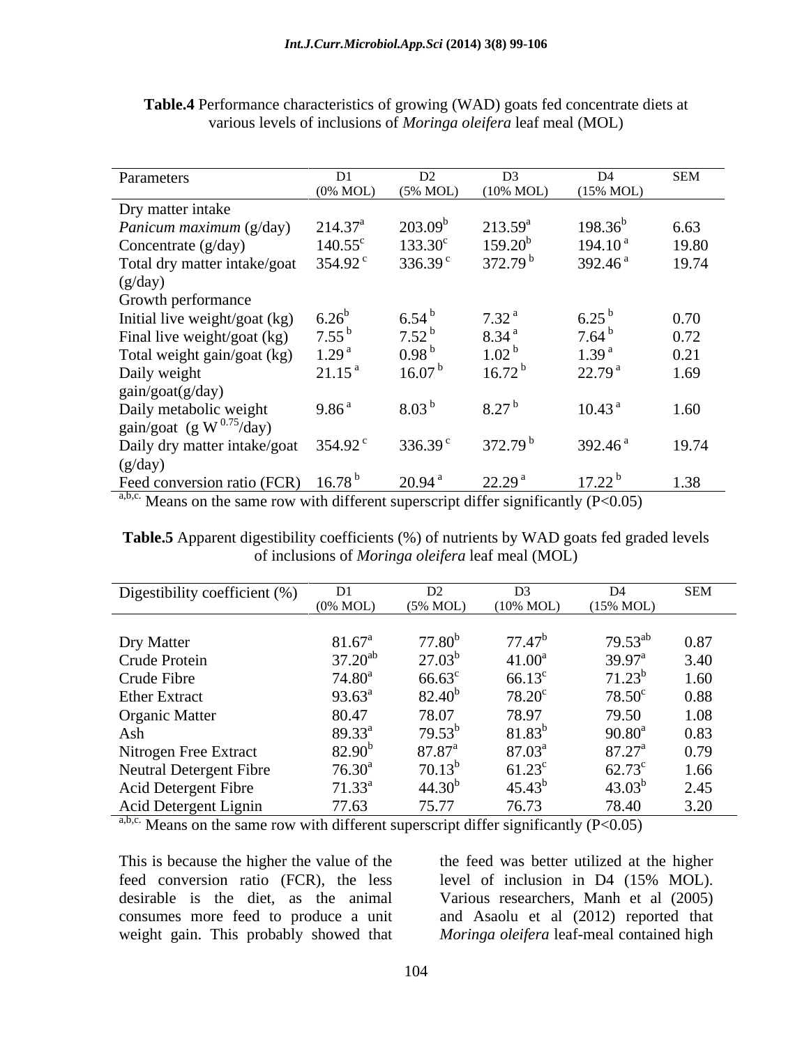**Table.4** Performance characteristics of growing (WAD) goats fed concentrate diets at various levels of inclusions of *Moringa oleifera* leaf meal (MOL)

| Parameters | D1 (0% MOL) | D2 (5% MOL) | D3 (10% MOL) | D4 (15% MOL) | SEM |
|---|---|---|---|---|---|
| Dry matter intake | | | | | |
| *Panicum maximum* (g/day) | 214.37$^{a}$ | 203.09$^{b}$ | 213.59$^{a}$ | 198.36$^{b}$ | 6.63 |
| Concentrate (g/day) | 140.55$^{c}$ | 133.30$^{c}$ | 159.20$^{b}$ | 194.10$^{a}$ | 19.80 |
| Total dry matter intake/goat (g/day) | 354.92$^{c}$ | 336.39$^{c}$ | 372.79$^{b}$ | 392.46$^{a}$ | 19.74 |
| Growth performance | | | | | |
| Initial live weight/goat (kg) | 6.26$^{b}$ | 6.54$^{b}$ | 7.32$^{a}$ | 6.25$^{b}$ | 0.70 |
| Final live weight/goat (kg) | 7.55$^{b}$ | 7.52$^{b}$ | 8.34$^{a}$ | 7.64$^{b}$ | 0.72 |
| Total weight gain/goat (kg) | 1.29$^{a}$ | 0.98$^{b}$ | 1.02$^{b}$ | 1.39$^{a}$ | 0.21 |
| Daily weight gain/goat(g/day) | 21.15$^{a}$ | 16.07$^{b}$ | 16.72$^{b}$ | 22.79$^{a}$ | 1.69 |
| Daily metabolic weight gain/goat (g $W^{0.75}$/day) | 9.86$^{a}$ | 8.03$^{b}$ | 8.27$^{b}$ | 10.43$^{a}$ | 1.60 |
| Daily dry matter intake/goat (g/day) | 354.92$^{c}$ | 336.39$^{c}$ | 372.79$^{b}$ | 392.46$^{a}$ | 19.74 |
| Feed conversion ratio (FCR) | 16.78$^{b}$ | 20.94$^{a}$ | 22.29$^{a}$ | 17.22$^{b}$ | 1.38 |

$^{a,b,c.}$ Means on the same row with different superscript differ significantly ($P<0.05$)

**Table.5** Apparent digestibility coefficients (%) of nutrients by WAD goats fed graded levels of inclusions of *Moringa oleifera* leaf meal (MOL)

| Digestibility coefficient (%) | D1 (0% MOL) | D2 (5% MOL) | D3 (10% MOL) | D4 (15% MOL) | SEM |
|---|---|---|---|---|---|
| Dry Matter | 81.67$^{a}$ | 77.80$^{b}$ | 77.47$^{b}$ | 79.53$^{ab}$ | 0.87 |
| Crude Protein | 37.20$^{ab}$ | 27.03$^{b}$ | 41.00$^{a}$ | 39.97$^{a}$ | 3.40 |
| Crude Fibre | 74.80$^{a}$ | 66.63$^{c}$ | 66.13$^{c}$ | 71.23$^{b}$ | 1.60 |
| Ether Extract | 93.63$^{a}$ | 82.40$^{b}$ | 78.20$^{c}$ | 78.50$^{c}$ | 0.88 |
| Organic Matter | 80.47 | 78.07 | 78.97 | 79.50 | 1.08 |
| Ash | 89.33$^{a}$ | 79.53$^{b}$ | 81.83$^{b}$ | 90.80$^{a}$ | 0.83 |
| Nitrogen Free Extract | 82.90$^{b}$ | 87.87$^{a}$ | 87.03$^{a}$ | 87.27$^{a}$ | 0.79 |
| Neutral Detergent Fibre | 76.30$^{a}$ | 70.13$^{b}$ | 61.23$^{c}$ | 62.73$^{c}$ | 1.66 |
| Acid Detergent Fibre | 71.33$^{a}$ | 44.30$^{b}$ | 45.43$^{b}$ | 43.03$^{b}$ | 2.45 |
| Acid Detergent Lignin | 77.63 | 75.77 | 76.73 | 78.40 | 3.20 |

$^{a,b,c.}$ Means on the same row with different superscript differ significantly ($P<0.05$)

This is because the higher the value of the feed conversion ratio (FCR), the less desirable is the diet, as the animal consumes more feed to produce a unit weight gain. This probably showed that the feed was better utilized at the higher level of inclusion in D4 (15% MOL). Various researchers, Manh et al (2005) and Asaolu et al (2012) reported that *Moringa oleifera* leaf-meal contained high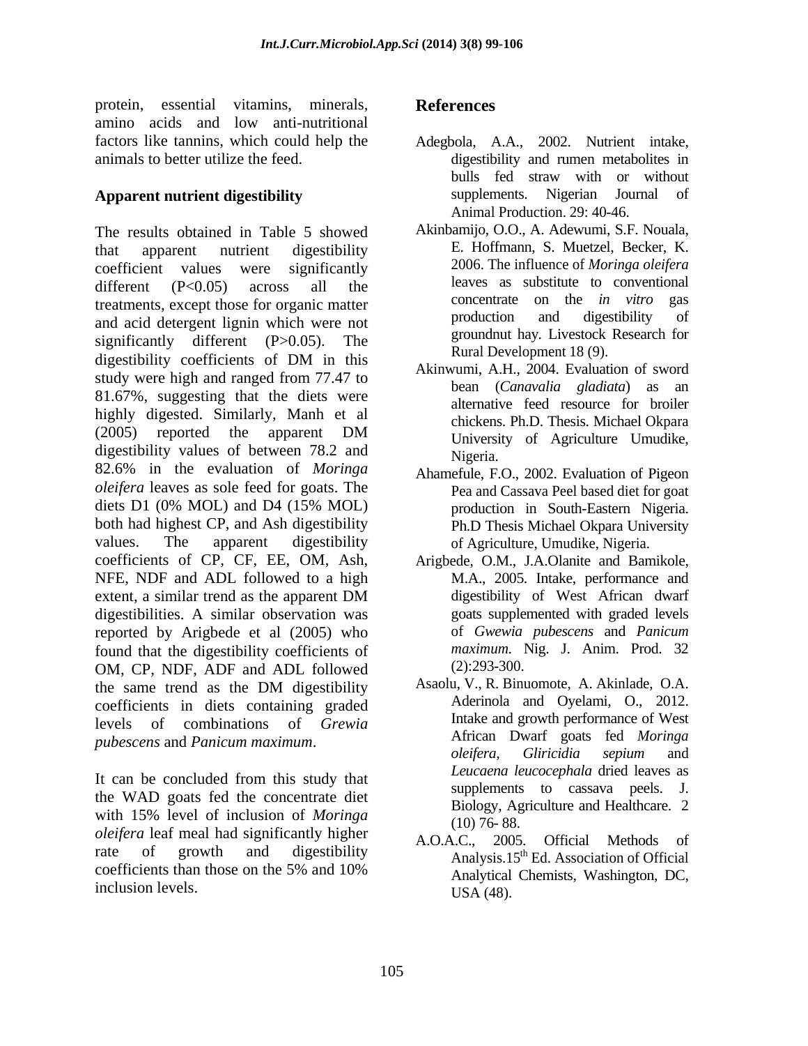protein, essential vitamins, minerals, amino acids and low anti-nutritional factors like tannins, which could help the animals to better utilize the feed.

**Apparent nutrient digestibility**

The results obtained in Table 5 showed that apparent nutrient digestibility coefficient values were significantly different ($P<0.05$) across all the treatments, except those for organic matter and acid detergent lignin which were not significantly different ($P>0.05$). The digestibility coefficients of DM in this study were high and ranged from 77.47 to 81.67%, suggesting that the diets were highly digested. Similarly, Manh et al (2005) reported the apparent DM digestibility values of between 78.2 and 82.6% in the evaluation of *Moringa oleifera* leaves as sole feed for goats. The diets D1 (0% MOL) and D4 (15% MOL) both had highest CP, and Ash digestibility values. The apparent digestibility coefficients of CP, CF, EE, OM, Ash, NFE, NDF and ADL followed to a high extent, a similar trend as the apparent DM digestibilities. A similar observation was reported by Arigbede et al (2005) who found that the digestibility coefficients of OM, CP, NDF, ADF and ADL followed the same trend as the DM digestibility coefficients in diets containing graded levels of combinations of *Grewia pubescens* and *Panicum maximum*.

It can be concluded from this study that the WAD goats fed the concentrate diet with 15% level of inclusion of *Moringa oleifera* leaf meal had significantly higher rate of growth and digestibility coefficients than those on the 5% and 10% inclusion levels.

## References

Adegbola, A.A., 2002. Nutrient intake, digestibility and rumen metabolites in bulls fed straw with or without supplements. Nigerian Journal of Animal Production. 29: 40-46.

Akinbamijo, O.O., A. Adewumi, S.F. Nouala, E. Hoffmann, S. Muetzel, Becker, K. 2006. The influence of *Moringa oleifera* leaves as substitute to conventional concentrate on the *in vitro* gas production and digestibility of groundnut hay. Livestock Research for Rural Development 18 (9).

Akinwumi, A.H., 2004. Evaluation of sword bean (*Canavalia gladiata*) as an alternative feed resource for broiler chickens. Ph.D. Thesis. Michael Okpara University of Agriculture Umudike, Nigeria.

Ahamefule, F.O., 2002. Evaluation of Pigeon Pea and Cassava Peel based diet for goat production in South-Eastern Nigeria. Ph.D Thesis Michael Okpara University of Agriculture, Umudike, Nigeria.

Arigbede, O.M., J.A.Olanite and Bamikole, M.A., 2005. Intake, performance and digestibility of West African dwarf goats supplemented with graded levels of *Gwewia pubescens* and *Panicum maximum*. Nig. J. Anim. Prod. 32 (2):293-300.

Asaolu, V., R. Binuomote, A. Akinlade, O.A. Aderinola and Oyelami, O., 2012. Intake and growth performance of West African Dwarf goats fed *Moringa oleifera*, *Gliricidia sepium* and *Leucaena leucocephala* dried leaves as supplements to cassava peels. J. Biology, Agriculture and Healthcare. 2 (10) 76- 88.

A.O.A.C., 2005. Official Methods of Analysis.15$^{th}$ Ed. Association of Official Analytical Chemists, Washington, DC, USA (48).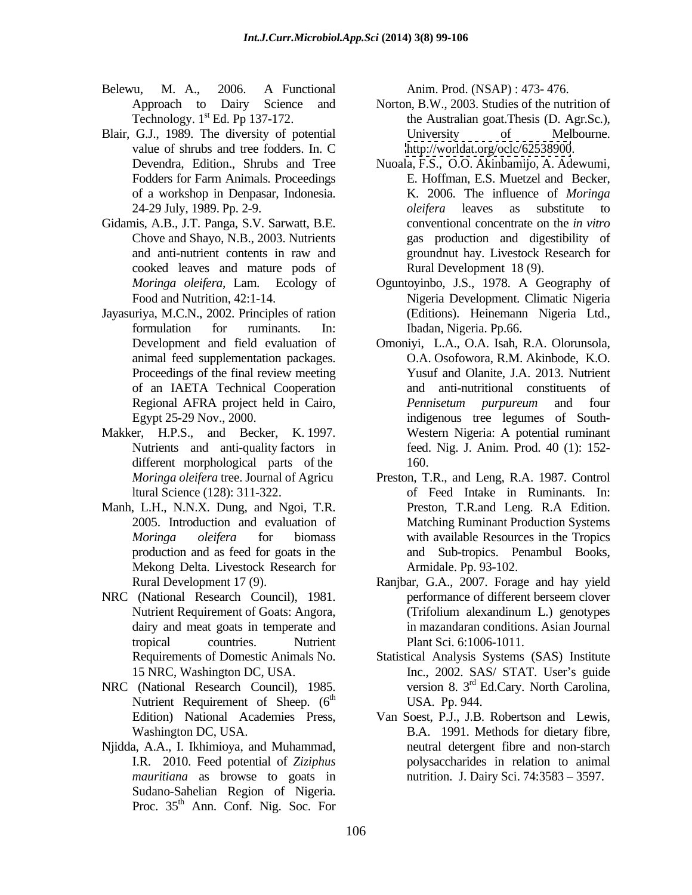Belewu, M. A., 2006. A Functional Approach to Dairy Science and Technology. 1st Ed. Pp 137-172.

Blair, G.J., 1989. The diversity of potential value of shrubs and tree fodders. In. C Devendra, Edition., Shrubs and Tree Fodders for Farm Animals. Proceedings of a workshop in Denpasar, Indonesia. 24-29 July, 1989. Pp. 2-9.

Gidamis, A.B., J.T. Panga, S.V. Sarwatt, B.E. Chove and Shayo, N.B., 2003. Nutrients and anti-nutrient contents in raw and cooked leaves and mature pods of *Moringa oleifera*, Lam. Ecology of Food and Nutrition, 42:1-14.

Jayasuriya, M.C.N., 2002. Principles of ration formulation for ruminants. In: Development and field evaluation of animal feed supplementation packages. Proceedings of the final review meeting of an IAETA Technical Cooperation Regional AFRA project held in Cairo, Egypt 25-29 Nov., 2000.

Makker, H.P.S., and Becker, K. 1997. Nutrients and anti-quality factors in different morphological parts of the *Moringa oleifera* tree. Journal of Agricultural Science (128): 311-322.

Manh, L.H., N.N.X. Dung, and Ngoi, T.R. 2005. Introduction and evaluation of *Moringa oleifera* for biomass production and as feed for goats in the Mekong Delta. Livestock Research for Rural Development 17 (9).

NRC (National Research Council), 1981. Nutrient Requirement of Goats: Angora, dairy and meat goats in temperate and tropical countries. Nutrient Requirements of Domestic Animals No. 15 NRC, Washington DC, USA.

NRC (National Research Council), 1985. Nutrient Requirement of Sheep. (6th Edition) National Academies Press, Washington DC, USA.

Njidda, A.A., I. Ikhimioya, and Muhammad, I.R. 2010. Feed potential of *Ziziphus mauritiana* as browse to goats in Sudano-Sahelian Region of Nigeria. Proc. 35th Ann. Conf. Nig. Soc. For Anim. Prod. (NSAP) : 473- 476.

Norton, B.W., 2003. Studies of the nutrition of the Australian goat.Thesis (D. Agr.Sc.), University of Melbourne. http://worldat.org/oclc/62538900.

Nuoala, F.S., O.O. Akinbamijo, A. Adewumi, E. Hoffman, E.S. Muetzel and Becker, K. 2006. The influence of *Moringa oleifera* leaves as substitute to conventional concentrate on the *in vitro* gas production and digestibility of groundnut hay. Livestock Research for Rural Development 18 (9).

Oguntoyinbo, J.S., 1978. A Geography of Nigeria Development. Climatic Nigeria (Editions). Heinemann Nigeria Ltd., Ibadan, Nigeria. Pp.66.

Omoniyi, L.A., O.A. Isah, R.A. Olorunsola, O.A. Osofowora, R.M. Akinbode, K.O. Yusuf and Olanite, J.A. 2013. Nutrient and anti-nutritional constituents of *Pennisetum purpureum* and four indigenous tree legumes of South-Western Nigeria: A potential ruminant feed. Nig. J. Anim. Prod. 40 (1): 152-160.

Preston, T.R., and Leng, R.A. 1987. Control of Feed Intake in Ruminants. In: Preston, T.R.and Leng. R.A Edition. Matching Ruminant Production Systems with available Resources in the Tropics and Sub-tropics. Penambul Books, Armidale. Pp. 93-102.

Ranjbar, G.A., 2007. Forage and hay yield performance of different berseem clover (Trifolium alexandinum L.) genotypes in mazandaran conditions. Asian Journal Plant Sci. 6:1006-1011.

Statistical Analysis Systems (SAS) Institute Inc., 2002. SAS/ STAT. User's guide version 8. 3rd Ed.Cary. North Carolina, USA. Pp. 944.

Van Soest, P.J., J.B. Robertson and Lewis, B.A. 1991. Methods for dietary fibre, neutral detergent fibre and non-starch polysaccharides in relation to animal nutrition. J. Dairy Sci. 74:3583 – 3597.